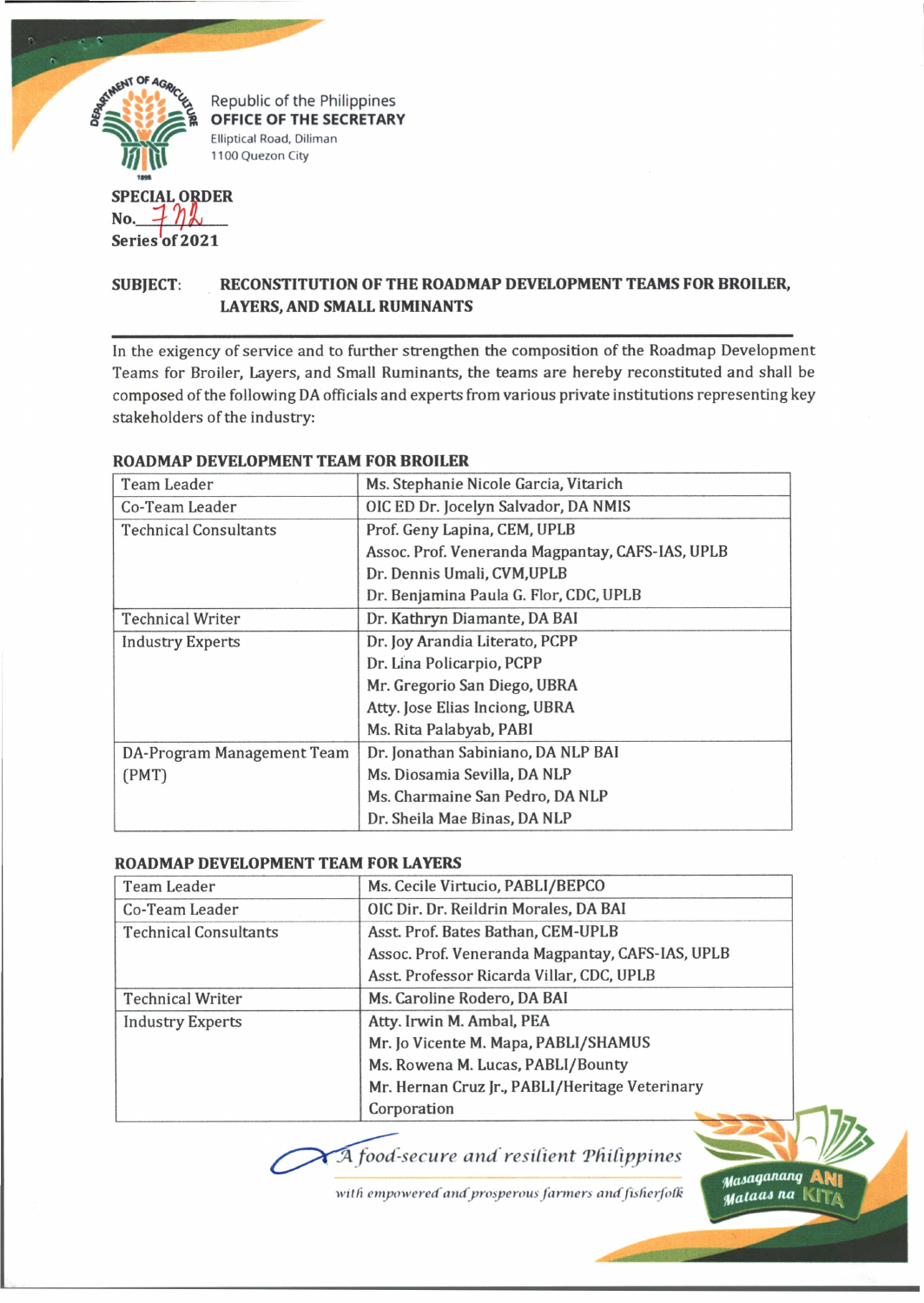Republic of the Philippines
**OFFICE OF THE SECRETARY**
Elliptical Road, Diliman
1100 Quezon City

**SPECIAL ORDER**
**No. 772**
**Series of 2021**

**SUBJECT: RECONSTITUTION OF THE ROADMAP DEVELOPMENT TEAMS FOR BROILER, LAYERS, AND SMALL RUMINANTS**

In the exigency of service and to further strengthen the composition of the Roadmap Development Teams for Broiler, Layers, and Small Ruminants, the teams are hereby reconstituted and shall be composed of the following DA officials and experts from various private institutions representing key stakeholders of the industry:

**ROADMAP DEVELOPMENT TEAM FOR BROILER**

| | |
|---|---|
| Team Leader | Ms. Stephanie Nicole Garcia, Vitarich |
| Co-Team Leader | OIC ED Dr. Jocelyn Salvador, DA NMIS |
| Technical Consultants | Prof. Geny Lapina, CEM, UPLB<br>Assoc. Prof. Veneranda Magpantay, CAFS-IAS, UPLB<br>Dr. Dennis Umali, CVM,UPLB<br>Dr. Benjamina Paula G. Flor, CDC, UPLB |
| Technical Writer | Dr. Kathryn Diamante, DA BAI |
| Industry Experts | Dr. Joy Arandia Literato, PCPP<br>Dr. Lina Policarpio, PCPP<br>Mr. Gregorio San Diego, UBRA<br>Atty. Jose Elias Inciong, UBRA<br>Ms. Rita Palabyab, PABI |
| DA-Program Management Team (PMT) | Dr. Jonathan Sabiniano, DA NLP BAI<br>Ms. Diosamia Sevilla, DA NLP<br>Ms. Charmaine San Pedro, DA NLP<br>Dr. Sheila Mae Binas, DA NLP |

**ROADMAP DEVELOPMENT TEAM FOR LAYERS**

| | |
|---|---|
| Team Leader | Ms. Cecile Virtucio, PABLI/BEPCO |
| Co-Team Leader | OIC Dir. Dr. Reildrin Morales, DA BAI |
| Technical Consultants | Asst. Prof. Bates Bathan, CEM-UPLB<br>Assoc. Prof. Veneranda Magpantay, CAFS-IAS, UPLB<br>Asst. Professor Ricarda Villar, CDC, UPLB |
| Technical Writer | Ms. Caroline Rodero, DA BAI |
| Industry Experts | Atty. Irwin M. Ambal, PEA<br>Mr. Jo Vicente M. Mapa, PABLI/SHAMUS<br>Ms. Rowena M. Lucas, PABLI/Bounty<br>Mr. Hernan Cruz Jr., PABLI/Heritage Veterinary Corporation |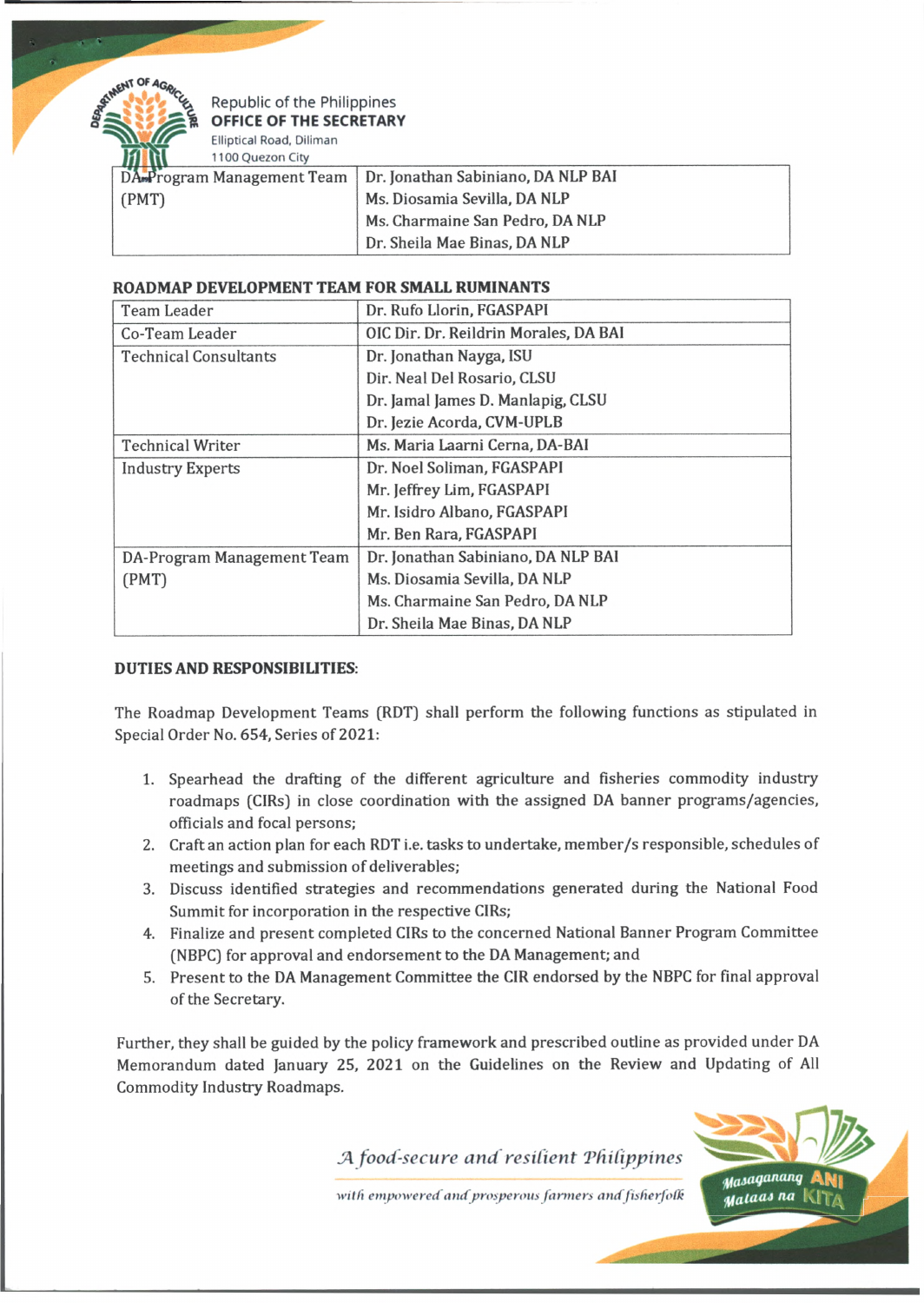| DA-Program Management Team (PMT) | Dr. Jonathan Sabiniano, DA NLP BAI<br>Ms. Diosamia Sevilla, DA NLP<br>Ms. Charmaine San Pedro, DA NLP<br>Dr. Sheila Mae Binas, DA NLP |
|---|---|

**ROADMAP DEVELOPMENT TEAM FOR SMALL RUMINANTS**

| Team Leader | Dr. Rufo Llorin, FGASPAPI |
|---|---|
| Co-Team Leader | OIC Dir. Dr. Reildrin Morales, DA BAI |
| Technical Consultants | Dr. Jonathan Nayga, ISU<br>Dir. Neal Del Rosario, CLSU<br>Dr. Jamal James D. Manlapig, CLSU<br>Dr. Jezie Acorda, CVM-UPLB |
| Technical Writer | Ms. Maria Laarni Cerna, DA-BAI |
| Industry Experts | Dr. Noel Soliman, FGASPAPI<br>Mr. Jeffrey Lim, FGASPAPI<br>Mr. Isidro Albano, FGASPAPI<br>Mr. Ben Rara, FGASPAPI |
| DA-Program Management Team (PMT) | Dr. Jonathan Sabiniano, DA NLP BAI<br>Ms. Diosamia Sevilla, DA NLP<br>Ms. Charmaine San Pedro, DA NLP<br>Dr. Sheila Mae Binas, DA NLP |

**DUTIES AND RESPONSIBILITIES:**

The Roadmap Development Teams (RDT) shall perform the following functions as stipulated in Special Order No. 654, Series of 2021:

1. Spearhead the drafting of the different agriculture and fisheries commodity industry roadmaps (CIRs) in close coordination with the assigned DA banner programs/agencies, officials and focal persons;
2. Craft an action plan for each RDT i.e. tasks to undertake, member/s responsible, schedules of meetings and submission of deliverables;
3. Discuss identified strategies and recommendations generated during the National Food Summit for incorporation in the respective CIRs;
4. Finalize and present completed CIRs to the concerned National Banner Program Committee (NBPC) for approval and endorsement to the DA Management; and
5. Present to the DA Management Committee the CIR endorsed by the NBPC for final approval of the Secretary.

Further, they shall be guided by the policy framework and prescribed outline as provided under DA Memorandum dated January 25, 2021 on the Guidelines on the Review and Updating of All Commodity Industry Roadmaps.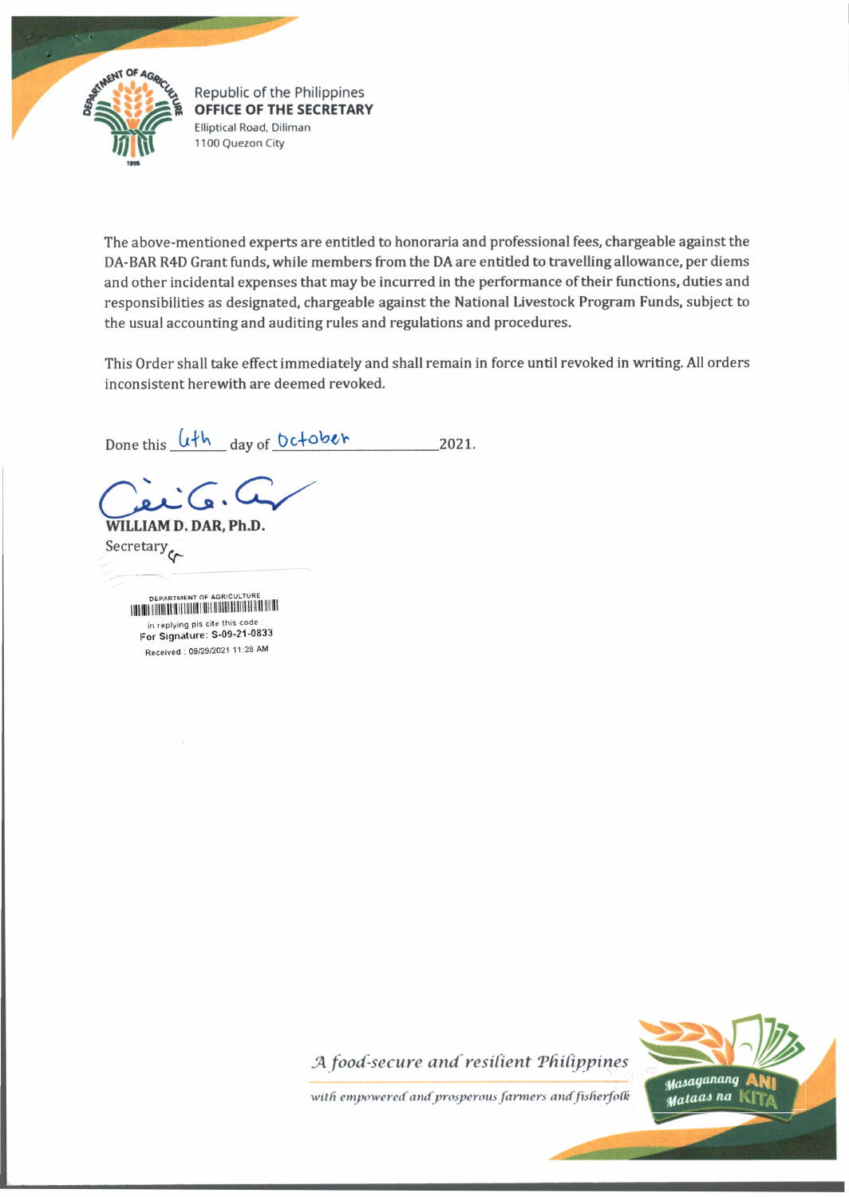The above-mentioned experts are entitled to honoraria and professional fees, chargeable against the DA-BAR R4D Grant funds, while members from the DA are entitled to travelling allowance, per diems and other incidental expenses that may be incurred in the performance of their functions, duties and responsibilities as designated, chargeable against the National Livestock Program Funds, subject to the usual accounting and auditing rules and regulations and procedures.

This Order shall take effect immediately and shall remain in force until revoked in writing. All orders inconsistent herewith are deemed revoked.

Done this 6th day of October 2021.

**WILLIAM D. DAR, Ph.D.**
Secretary

DEPARTMENT OF AGRICULTURE
in replying pls cite this code :
For Signature: S-09-21-0833
Received : 09/29/2021 11:28 AM